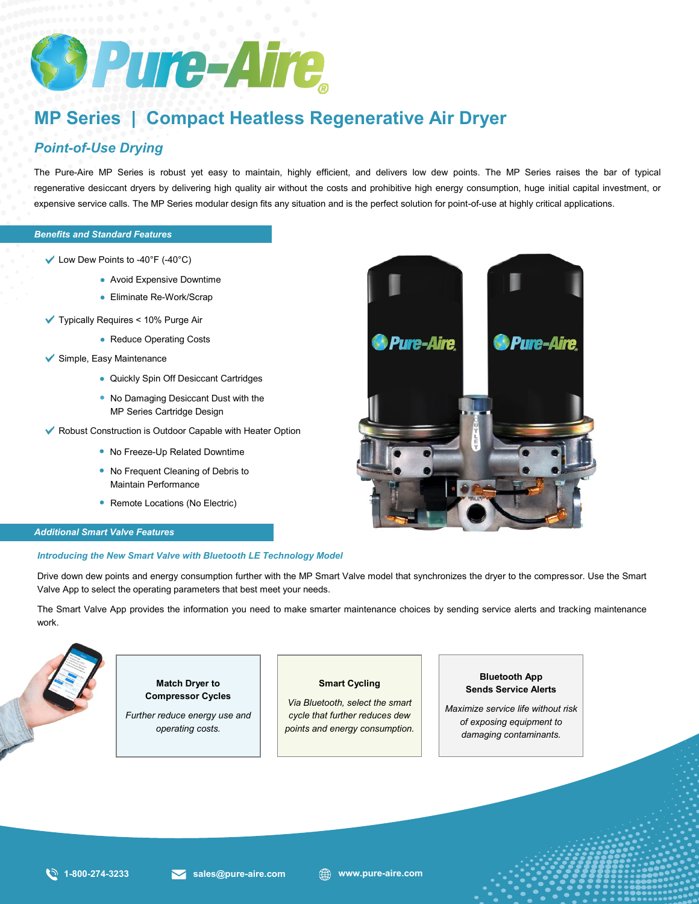# MP Series | Compact Heatless Regenerative Air Dryer

## *Point-of-Use Drying*

The Pure-Aire MP Series is robust yet easy to maintain, highly efficient, and delivers low dew points. The MP Series raises the bar of typical regenerative desiccant dryers by delivering high quality air without the costs and prohibitive high energy consumption, huge initial capital investment, or expensive service calls. The MP Series modular design fits any situation and is the perfect solution for point-of-use at highly critical applications.

### *Benefits and Standard Features*

- Low Dew Points to -40°F (-40°C)
  - Avoid Expensive Downtime
  - Eliminate Re-Work/Scrap
- Typically Requires < 10% Purge Air
  - Reduce Operating Costs
- Simple, Easy Maintenance
  - Quickly Spin Off Desiccant Cartridges
  - No Damaging Desiccant Dust with the MP Series Cartridge Design
- Robust Construction is Outdoor Capable with Heater Option
  - No Freeze-Up Related Downtime
  - No Frequent Cleaning of Debris to Maintain Performance
  - Remote Locations (No Electric)

### *Additional Smart Valve Features*

***Introducing the New Smart Valve with Bluetooth LE Technology Model***

Drive down dew points and energy consumption further with the MP Smart Valve model that synchronizes the dryer to the compressor. Use the Smart Valve App to select the operating parameters that best meet your needs.

The Smart Valve App provides the information you need to make smarter maintenance choices by sending service alerts and tracking maintenance work.

**Match Dryer to Compressor Cycles**

*Further reduce energy use and operating costs.*

**Smart Cycling**

*Via Bluetooth, select the smart cycle that further reduces dew points and energy consumption.*

**Bluetooth App Sends Service Alerts**

*Maximize service life without risk of exposing equipment to damaging contaminants.*

**1-800-274-3233** | **sales@pure-aire.com** | **www.pure-aire.com**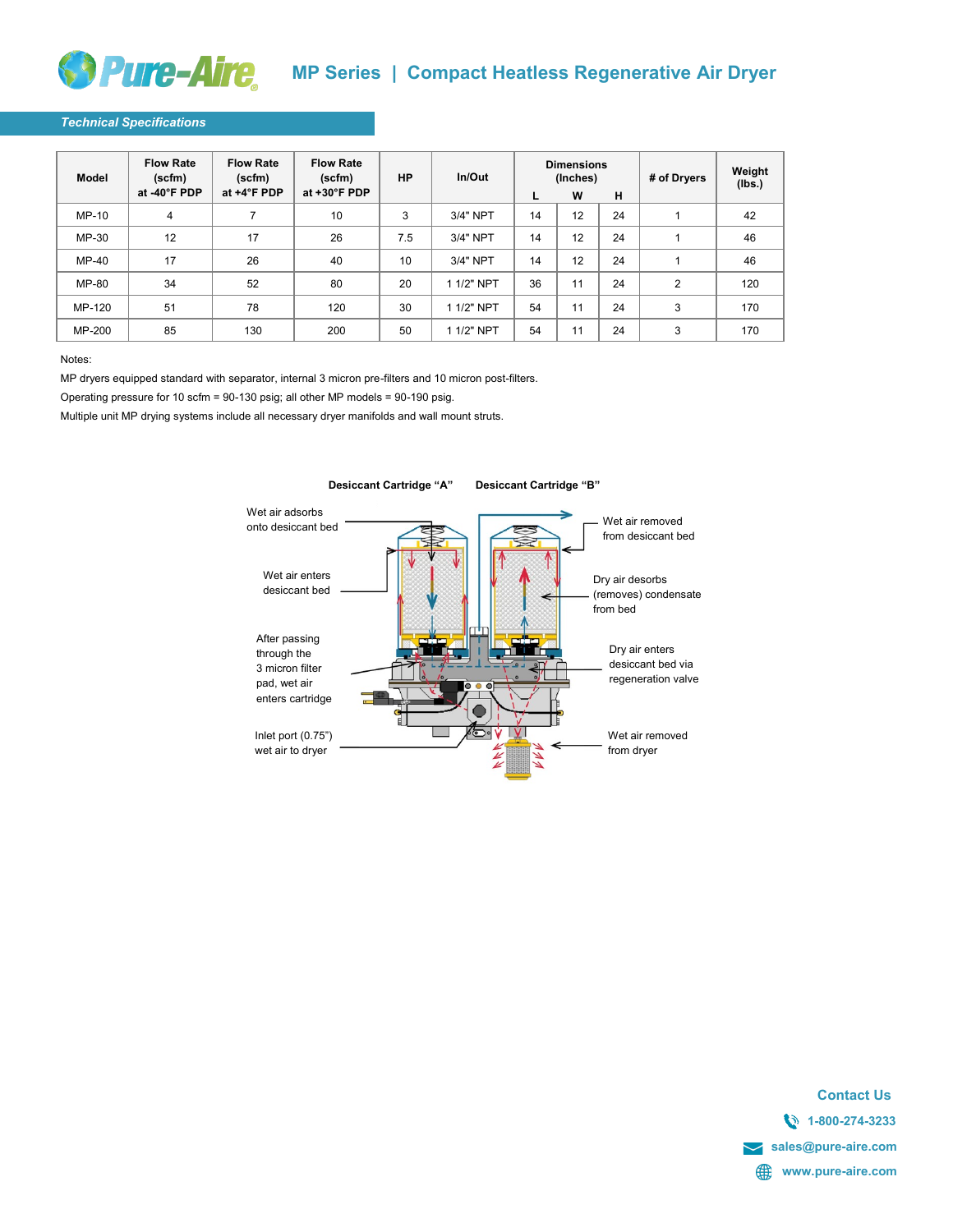# MP Series | Compact Heatless Regenerative Air Dryer

## Technical Specifications

| Model | Flow Rate (scfm) at -40°F PDP | Flow Rate (scfm) at +4°F PDP | Flow Rate (scfm) at +30°F PDP | HP | In/Out | Dimensions (Inches) L | W | H | # of Dryers | Weight (lbs.) |
|---|---|---|---|---|---|---|---|---|---|---|
| MP-10 | 4 | 7 | 10 | 3 | 3/4" NPT | 14 | 12 | 24 | 1 | 42 |
| MP-30 | 12 | 17 | 26 | 7.5 | 3/4" NPT | 14 | 12 | 24 | 1 | 46 |
| MP-40 | 17 | 26 | 40 | 10 | 3/4" NPT | 14 | 12 | 24 | 1 | 46 |
| MP-80 | 34 | 52 | 80 | 20 | 1 1/2" NPT | 36 | 11 | 24 | 2 | 120 |
| MP-120 | 51 | 78 | 120 | 30 | 1 1/2" NPT | 54 | 11 | 24 | 3 | 170 |
| MP-200 | 85 | 130 | 200 | 50 | 1 1/2" NPT | 54 | 11 | 24 | 3 | 170 |

Notes:

MP dryers equipped standard with separator, internal 3 micron pre-filters and 10 micron post-filters.

Operating pressure for 10 scfm = 90-130 psig; all other MP models = 90-190 psig.

Multiple unit MP drying systems include all necessary dryer manifolds and wall mount struts.

Desiccant Cartridge "A"

Desiccant Cartridge "B"

Wet air adsorbs onto desiccant bed

Wet air enters desiccant bed

After passing through the 3 micron filter pad, wet air enters cartridge

Inlet port (0.75") wet air to dryer

Wet air removed from desiccant bed

Dry air desorbs (removes) condensate from bed

Dry air enters desiccant bed via regeneration valve

Wet air removed from dryer

Contact Us

1-800-274-3233

sales@pure-aire.com

www.pure-aire.com